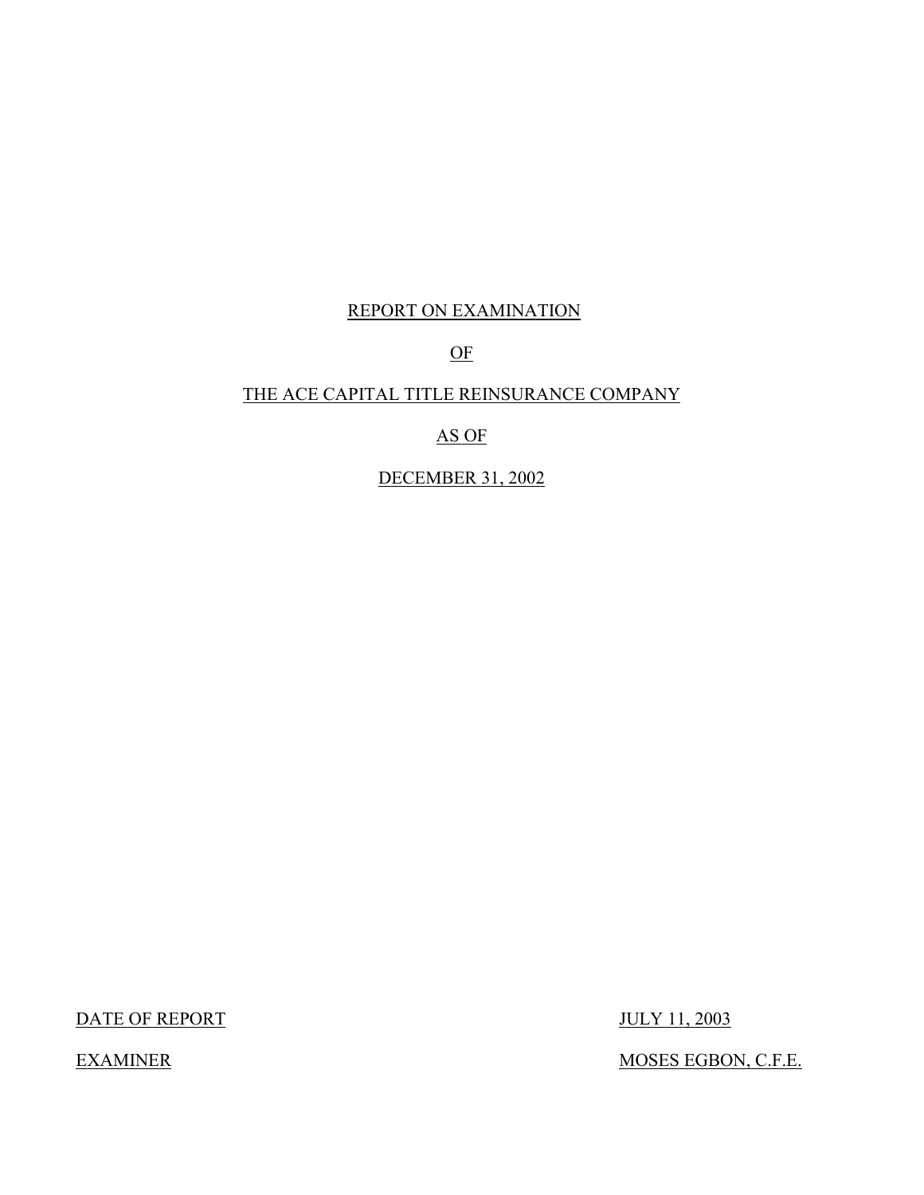# REPORT ON EXAMINATION

# OF

# THE ACE CAPITAL TITLE REINSURANCE COMPANY

# AS OF

# DECEMBER 31, 2002

| | |
|---|---|
| DATE OF REPORT | JULY 11, 2003 |
| EXAMINER | MOSES EGBON, C.F.E. |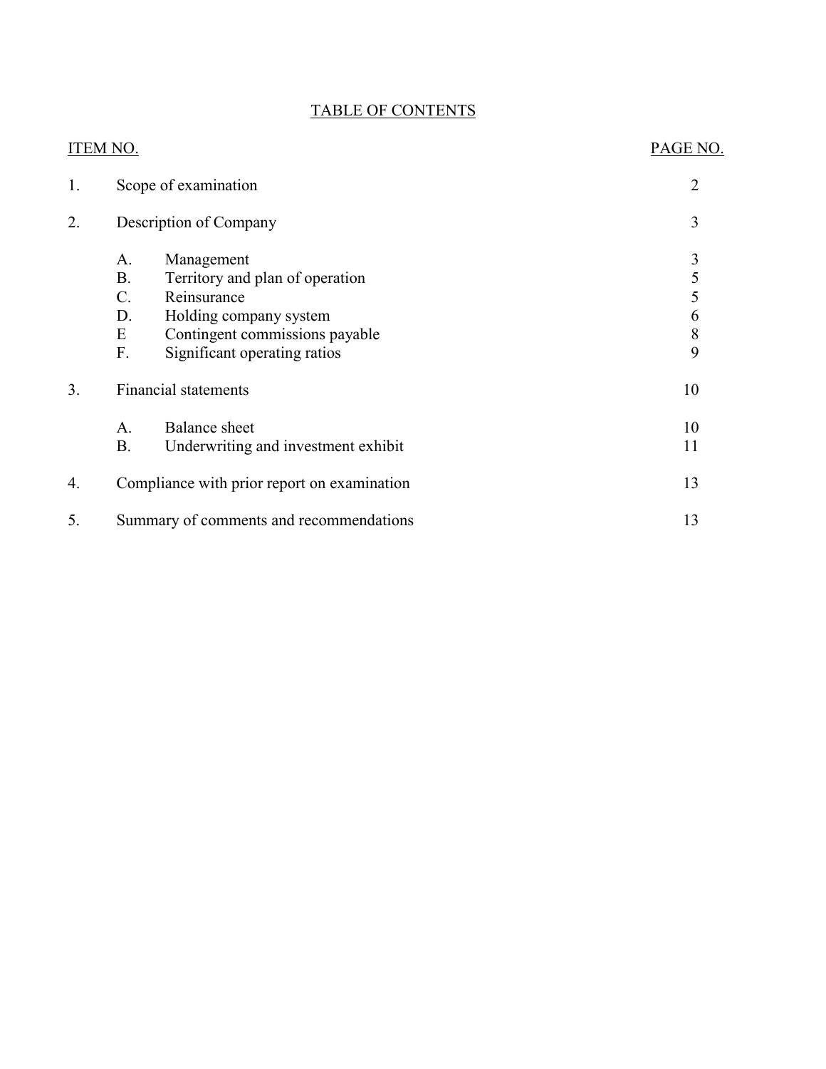# TABLE OF CONTENTS

| ITEM NO. | | | PAGE NO. |
|---|---|---|---|
| 1. | Scope of examination | | 2 |
| 2. | Description of Company | | 3 |
| | A. | Management | 3 |
| | B. | Territory and plan of operation | 5 |
| | C. | Reinsurance | 5 |
| | D. | Holding company system | 6 |
| | E | Contingent commissions payable | 8 |
| | F. | Significant operating ratios | 9 |
| 3. | Financial statements | | 10 |
| | A. | Balance sheet | 10 |
| | B. | Underwriting and investment exhibit | 11 |
| 4. | Compliance with prior report on examination | | 13 |
| 5. | Summary of comments and recommendations | | 13 |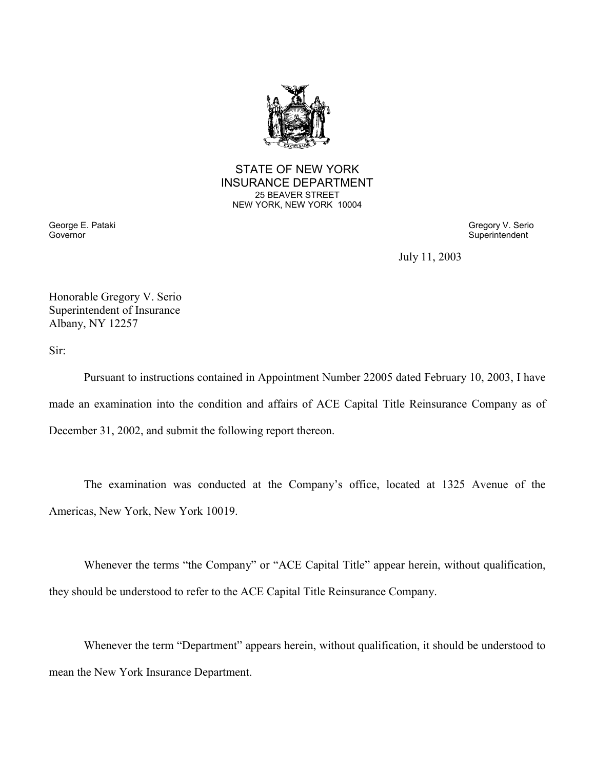STATE OF NEW YORK
INSURANCE DEPARTMENT
25 BEAVER STREET
NEW YORK, NEW YORK 10004

George E. Pataki
Governor

Gregory V. Serio
Superintendent

July 11, 2003

Honorable Gregory V. Serio
Superintendent of Insurance
Albany, NY 12257

Sir:

Pursuant to instructions contained in Appointment Number 22005 dated February 10, 2003, I have made an examination into the condition and affairs of ACE Capital Title Reinsurance Company as of December 31, 2002, and submit the following report thereon.

The examination was conducted at the Company's office, located at 1325 Avenue of the Americas, New York, New York 10019.

Whenever the terms "the Company" or "ACE Capital Title" appear herein, without qualification, they should be understood to refer to the ACE Capital Title Reinsurance Company.

Whenever the term "Department" appears herein, without qualification, it should be understood to mean the New York Insurance Department.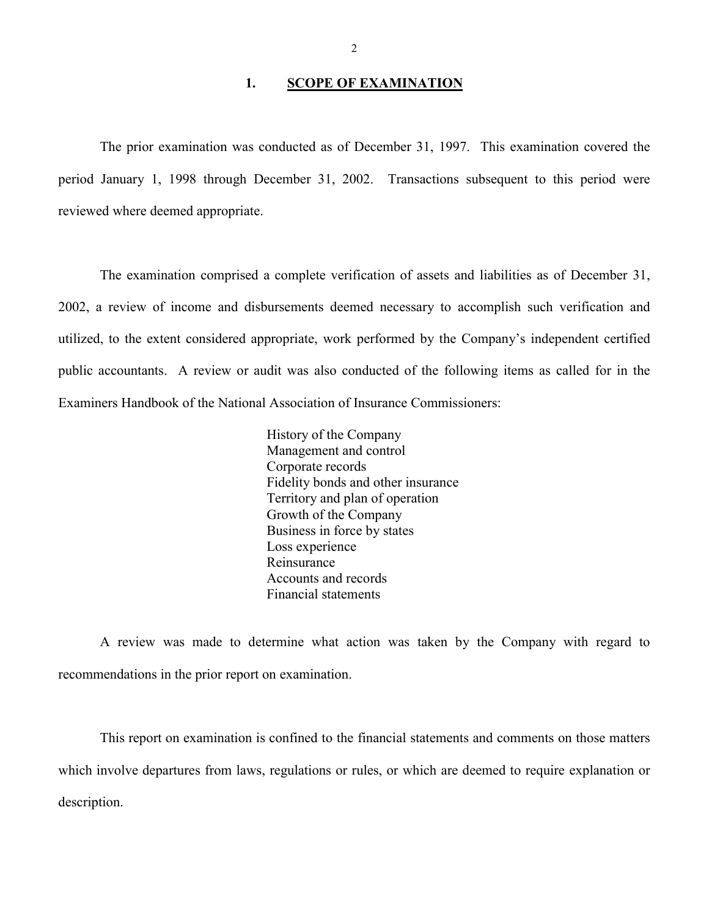## 1. SCOPE OF EXAMINATION

The prior examination was conducted as of December 31, 1997. This examination covered the period January 1, 1998 through December 31, 2002. Transactions subsequent to this period were reviewed where deemed appropriate.

The examination comprised a complete verification of assets and liabilities as of December 31, 2002, a review of income and disbursements deemed necessary to accomplish such verification and utilized, to the extent considered appropriate, work performed by the Company's independent certified public accountants. A review or audit was also conducted of the following items as called for in the Examiners Handbook of the National Association of Insurance Commissioners:

History of the Company
Management and control
Corporate records
Fidelity bonds and other insurance
Territory and plan of operation
Growth of the Company
Business in force by states
Loss experience
Reinsurance
Accounts and records
Financial statements

A review was made to determine what action was taken by the Company with regard to recommendations in the prior report on examination.

This report on examination is confined to the financial statements and comments on those matters which involve departures from laws, regulations or rules, or which are deemed to require explanation or description.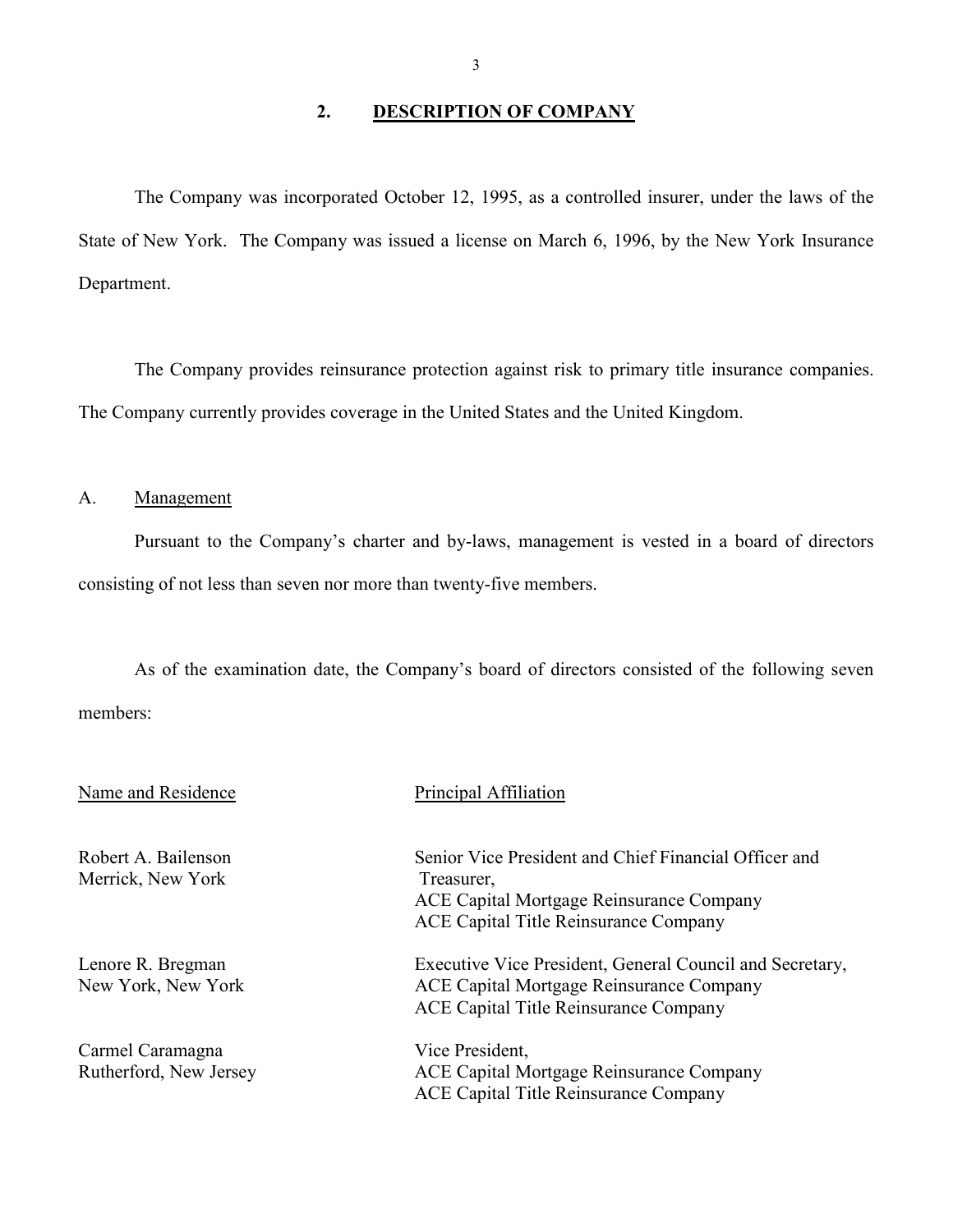## 2. DESCRIPTION OF COMPANY

The Company was incorporated October 12, 1995, as a controlled insurer, under the laws of the State of New York. The Company was issued a license on March 6, 1996, by the New York Insurance Department.

The Company provides reinsurance protection against risk to primary title insurance companies. The Company currently provides coverage in the United States and the United Kingdom.

### A. Management

Pursuant to the Company's charter and by-laws, management is vested in a board of directors consisting of not less than seven nor more than twenty-five members.

As of the examination date, the Company's board of directors consisted of the following seven members:

| Name and Residence | Principal Affiliation |
|---|---|
| Robert A. Bailenson<br>Merrick, New York | Senior Vice President and Chief Financial Officer and Treasurer,<br>ACE Capital Mortgage Reinsurance Company<br>ACE Capital Title Reinsurance Company |
| Lenore R. Bregman<br>New York, New York | Executive Vice President, General Council and Secretary,<br>ACE Capital Mortgage Reinsurance Company<br>ACE Capital Title Reinsurance Company |
| Carmel Caramagna<br>Rutherford, New Jersey | Vice President,<br>ACE Capital Mortgage Reinsurance Company<br>ACE Capital Title Reinsurance Company |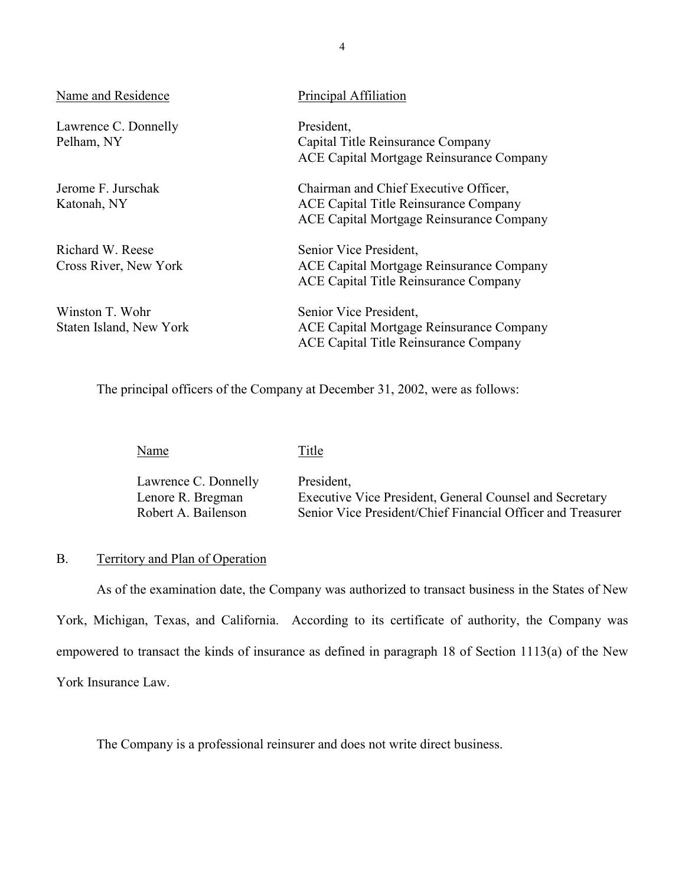| Name and Residence | Principal Affiliation |
|---|---|
| Lawrence C. Donnelly<br>Pelham, NY | President,<br>Capital Title Reinsurance Company<br>ACE Capital Mortgage Reinsurance Company |
| Jerome F. Jurschak<br>Katonah, NY | Chairman and Chief Executive Officer,<br>ACE Capital Title Reinsurance Company<br>ACE Capital Mortgage Reinsurance Company |
| Richard W. Reese<br>Cross River, New York | Senior Vice President,<br>ACE Capital Mortgage Reinsurance Company<br>ACE Capital Title Reinsurance Company |
| Winston T. Wohr<br>Staten Island, New York | Senior Vice President,<br>ACE Capital Mortgage Reinsurance Company<br>ACE Capital Title Reinsurance Company |

The principal officers of the Company at December 31, 2002, were as follows:

| Name | Title |
|---|---|
| Lawrence C. Donnelly | President, |
| Lenore R. Bregman | Executive Vice President, General Counsel and Secretary |
| Robert A. Bailenson | Senior Vice President/Chief Financial Officer and Treasurer |

## B. Territory and Plan of Operation

As of the examination date, the Company was authorized to transact business in the States of New York, Michigan, Texas, and California. According to its certificate of authority, the Company was empowered to transact the kinds of insurance as defined in paragraph 18 of Section 1113(a) of the New York Insurance Law.

The Company is a professional reinsurer and does not write direct business.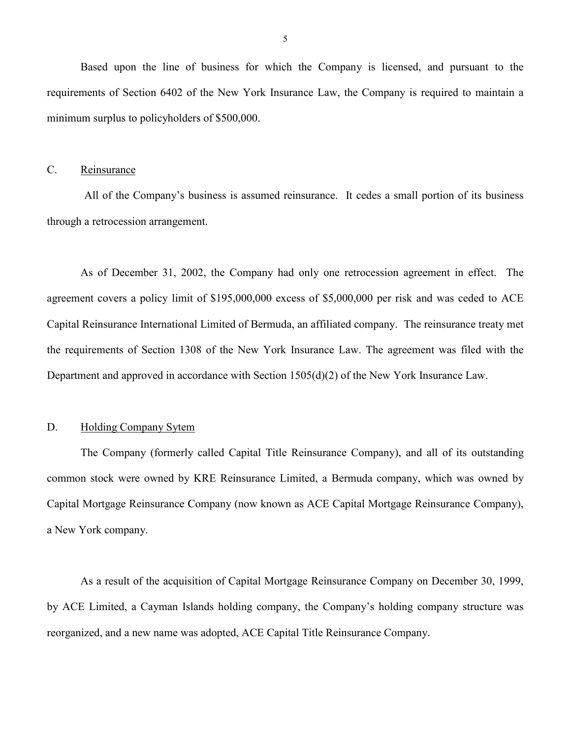Based upon the line of business for which the Company is licensed, and pursuant to the requirements of Section 6402 of the New York Insurance Law, the Company is required to maintain a minimum surplus to policyholders of $500,000.

## C. Reinsurance

All of the Company's business is assumed reinsurance. It cedes a small portion of its business through a retrocession arrangement.

As of December 31, 2002, the Company had only one retrocession agreement in effect. The agreement covers a policy limit of $195,000,000 excess of $5,000,000 per risk and was ceded to ACE Capital Reinsurance International Limited of Bermuda, an affiliated company. The reinsurance treaty met the requirements of Section 1308 of the New York Insurance Law. The agreement was filed with the Department and approved in accordance with Section 1505(d)(2) of the New York Insurance Law.

## D. Holding Company Sytem

The Company (formerly called Capital Title Reinsurance Company), and all of its outstanding common stock were owned by KRE Reinsurance Limited, a Bermuda company, which was owned by Capital Mortgage Reinsurance Company (now known as ACE Capital Mortgage Reinsurance Company), a New York company.

As a result of the acquisition of Capital Mortgage Reinsurance Company on December 30, 1999, by ACE Limited, a Cayman Islands holding company, the Company's holding company structure was reorganized, and a new name was adopted, ACE Capital Title Reinsurance Company.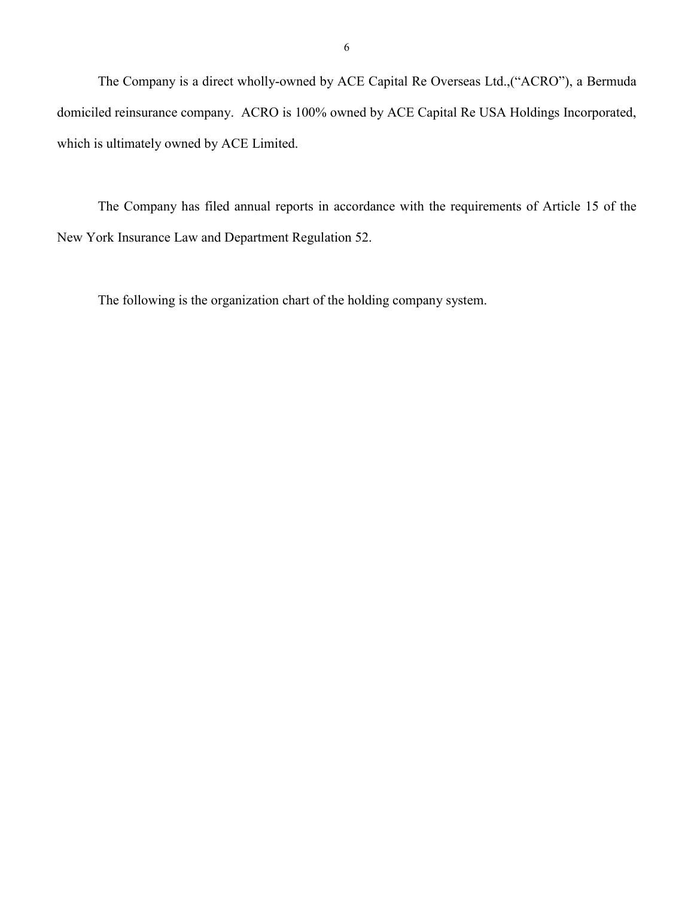The Company is a direct wholly-owned by ACE Capital Re Overseas Ltd.,("ACRO"), a Bermuda domiciled reinsurance company. ACRO is 100% owned by ACE Capital Re USA Holdings Incorporated, which is ultimately owned by ACE Limited.

The Company has filed annual reports in accordance with the requirements of Article 15 of the New York Insurance Law and Department Regulation 52.

The following is the organization chart of the holding company system.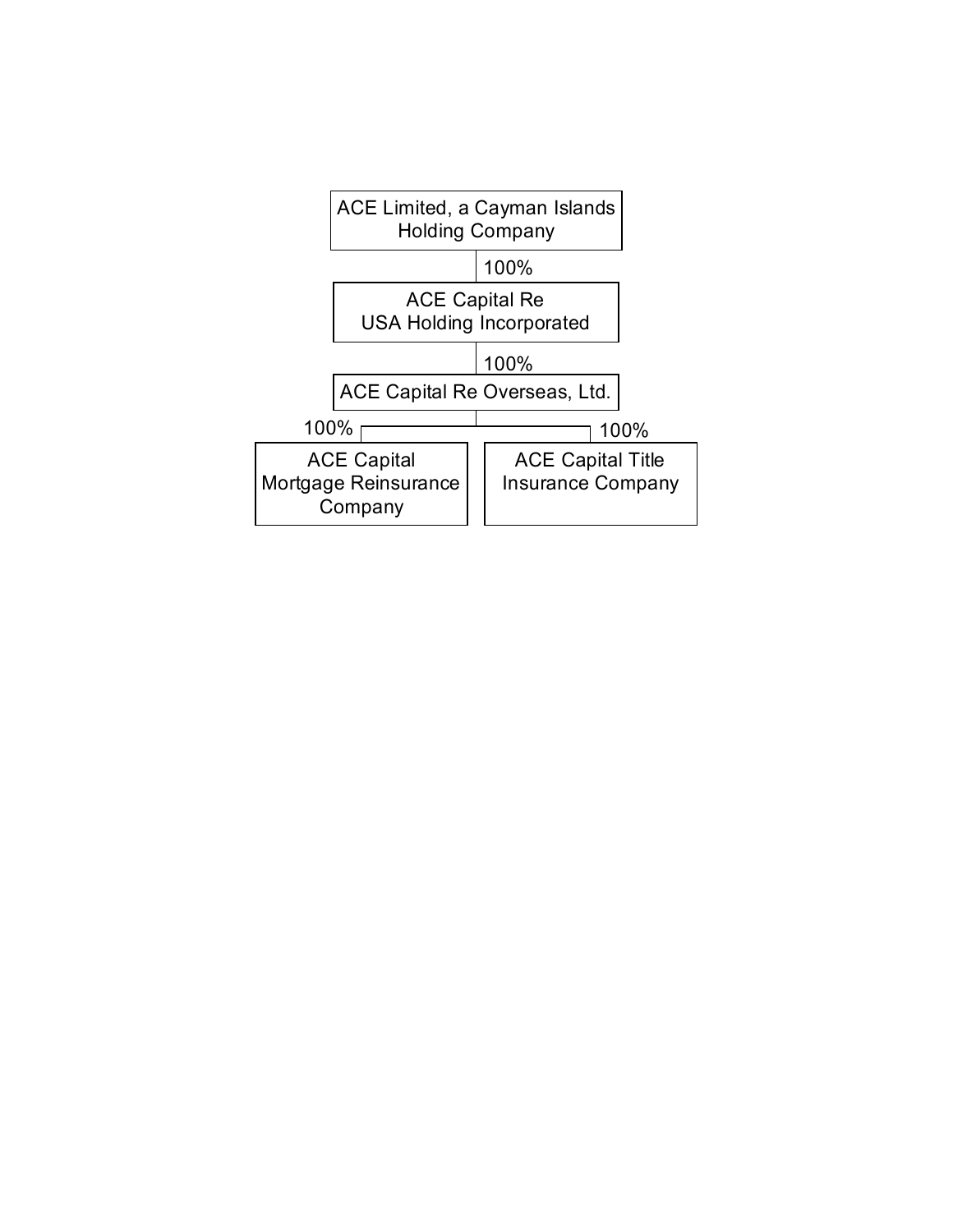ACE Limited, a Cayman Islands Holding Company

100%

ACE Capital Re USA Holding Incorporated

100%

ACE Capital Re Overseas, Ltd.

100% — ACE Capital Mortgage Reinsurance Company

100% — ACE Capital Title Insurance Company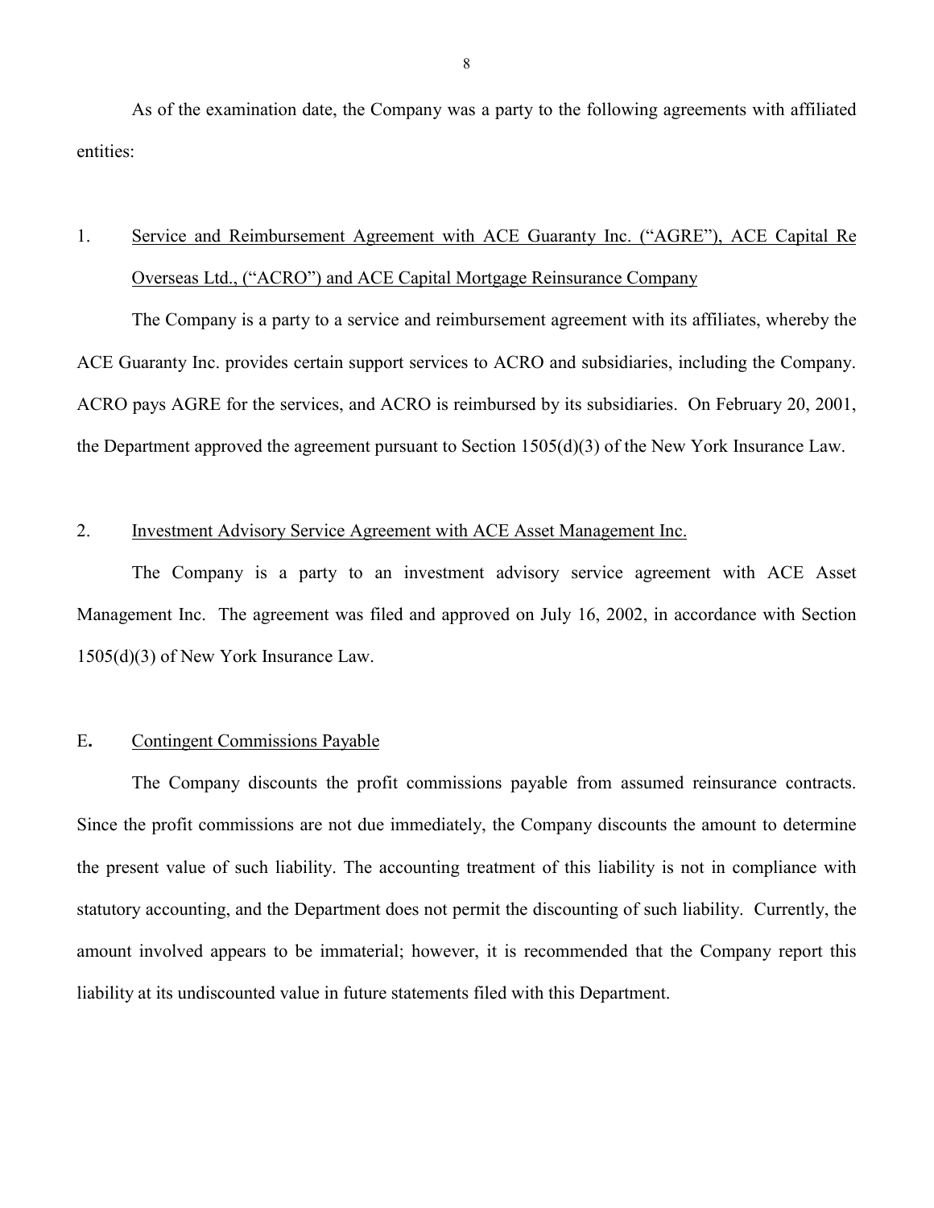As of the examination date, the Company was a party to the following agreements with affiliated entities:

1. Service and Reimbursement Agreement with ACE Guaranty Inc. ("AGRE"), ACE Capital Re Overseas Ltd., ("ACRO") and ACE Capital Mortgage Reinsurance Company

The Company is a party to a service and reimbursement agreement with its affiliates, whereby the ACE Guaranty Inc. provides certain support services to ACRO and subsidiaries, including the Company. ACRO pays AGRE for the services, and ACRO is reimbursed by its subsidiaries. On February 20, 2001, the Department approved the agreement pursuant to Section 1505(d)(3) of the New York Insurance Law.

2. Investment Advisory Service Agreement with ACE Asset Management Inc.

The Company is a party to an investment advisory service agreement with ACE Asset Management Inc. The agreement was filed and approved on July 16, 2002, in accordance with Section 1505(d)(3) of New York Insurance Law.

## E. Contingent Commissions Payable

The Company discounts the profit commissions payable from assumed reinsurance contracts. Since the profit commissions are not due immediately, the Company discounts the amount to determine the present value of such liability. The accounting treatment of this liability is not in compliance with statutory accounting, and the Department does not permit the discounting of such liability. Currently, the amount involved appears to be immaterial; however, it is recommended that the Company report this liability at its undiscounted value in future statements filed with this Department.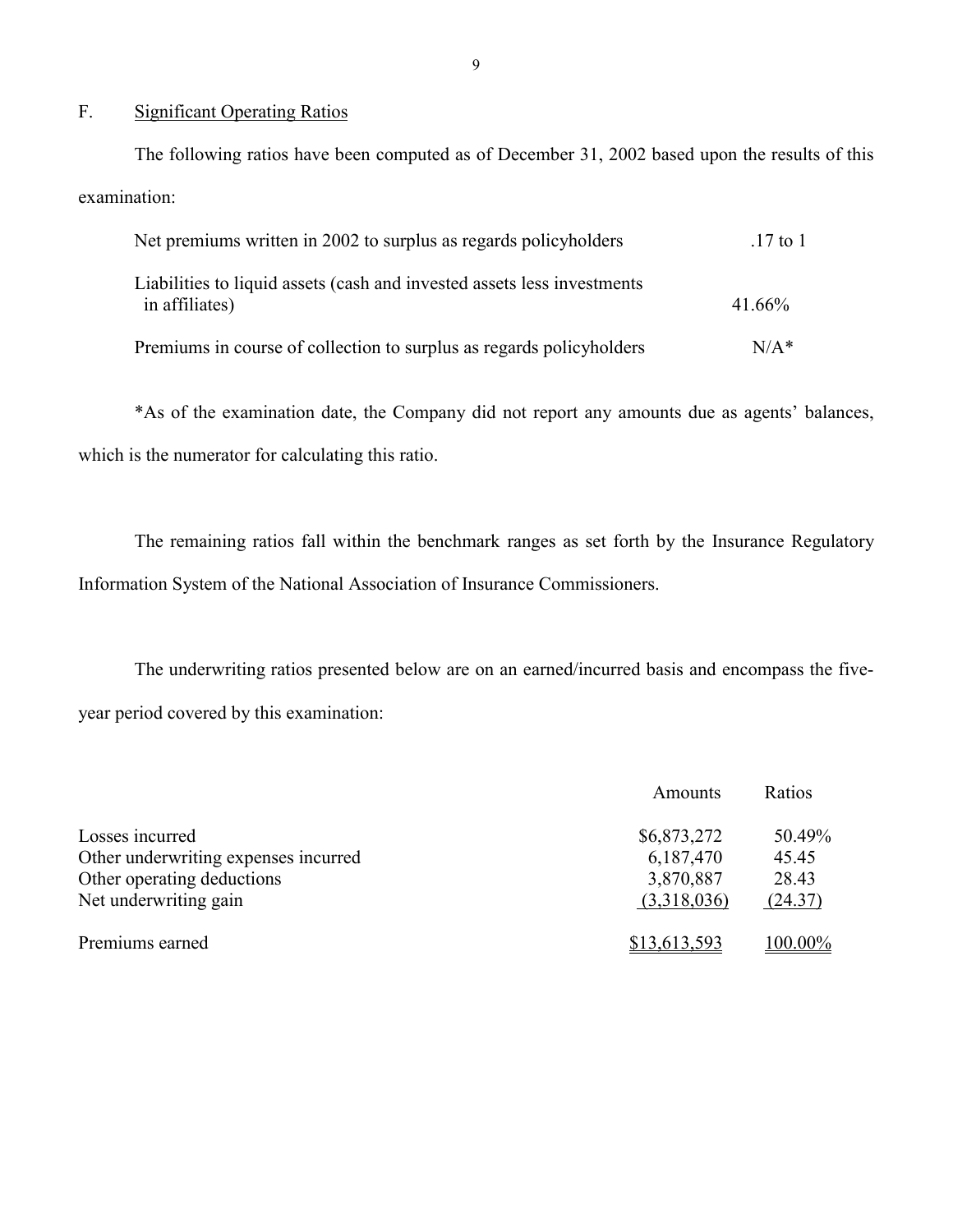## F. Significant Operating Ratios

The following ratios have been computed as of December 31, 2002 based upon the results of this examination:

| | |
|---|---|
| Net premiums written in 2002 to surplus as regards policyholders | .17 to 1 |
| Liabilities to liquid assets (cash and invested assets less investments in affiliates) | 41.66% |
| Premiums in course of collection to surplus as regards policyholders | N/A* |

*As of the examination date, the Company did not report any amounts due as agents' balances, which is the numerator for calculating this ratio.

The remaining ratios fall within the benchmark ranges as set forth by the Insurance Regulatory Information System of the National Association of Insurance Commissioners.

The underwriting ratios presented below are on an earned/incurred basis and encompass the five-year period covered by this examination:

| | Amounts | Ratios |
|---|---|---|
| Losses incurred | $6,873,272 | 50.49% |
| Other underwriting expenses incurred | 6,187,470 | 45.45 |
| Other operating deductions | 3,870,887 | 28.43 |
| Net underwriting gain | (3,318,036) | (24.37) |
| Premiums earned | $13,613,593 | 100.00% |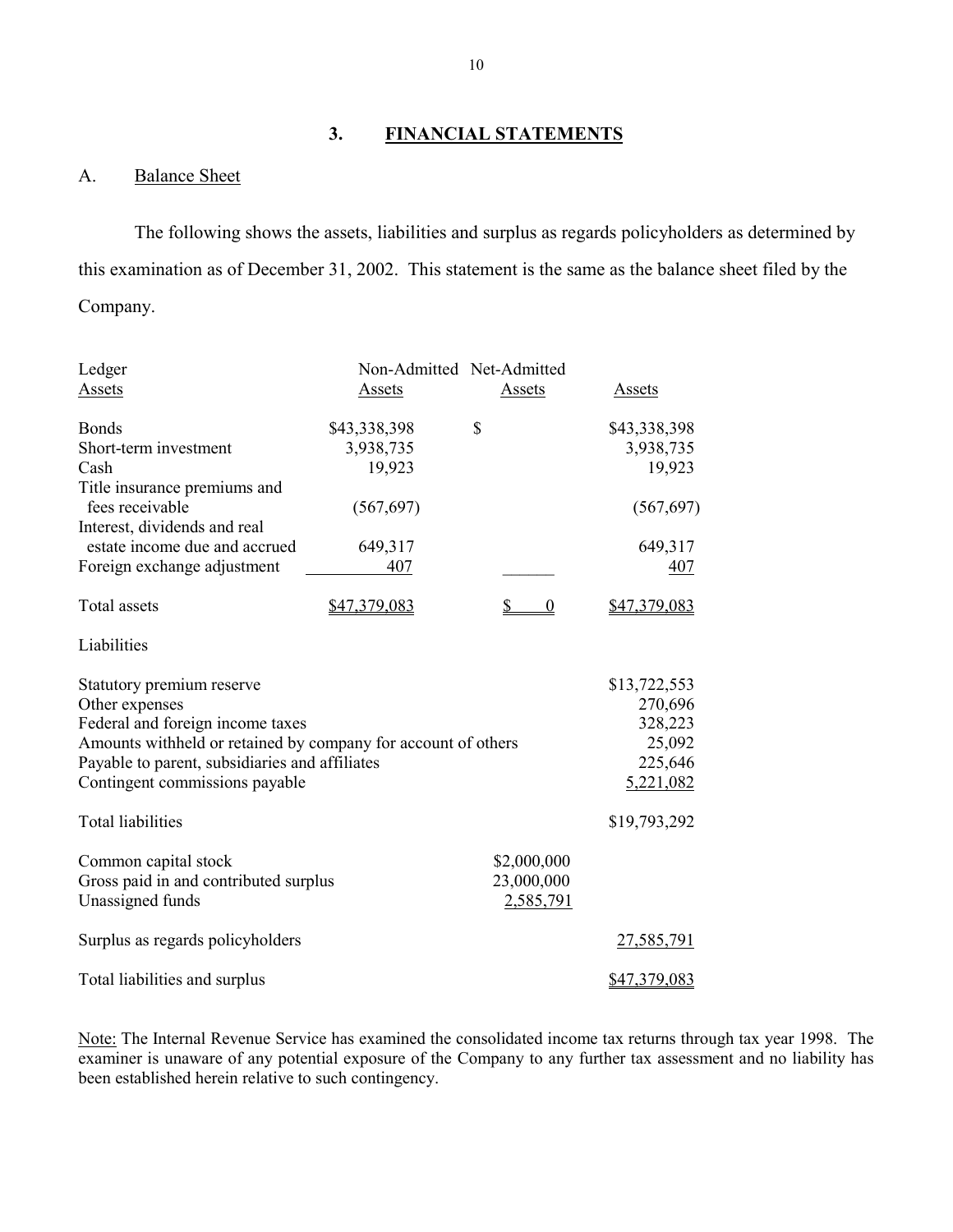## 3. FINANCIAL STATEMENTS

### A. Balance Sheet

The following shows the assets, liabilities and surplus as regards policyholders as determined by this examination as of December 31, 2002. This statement is the same as the balance sheet filed by the Company.

| Assets | Ledger Assets | Non-Admitted Assets | Net-Admitted Assets |
|---|---|---|---|
| Bonds | $43,338,398 | $ | $43,338,398 |
| Short-term investment | 3,938,735 | | 3,938,735 |
| Cash | 19,923 | | 19,923 |
| Title insurance premiums and fees receivable | (567,697) | | (567,697) |
| Interest, dividends and real estate income due and accrued | 649,317 | | 649,317 |
| Foreign exchange adjustment | 407 | | 407 |
| Total assets | $47,379,083 | $ 0 | $47,379,083 |

| Liabilities | | |
|---|---|---|
| Statutory premium reserve | | $13,722,553 |
| Other expenses | | 270,696 |
| Federal and foreign income taxes | | 328,223 |
| Amounts withheld or retained by company for account of others | | 25,092 |
| Payable to parent, subsidiaries and affiliates | | 225,646 |
| Contingent commissions payable | | 5,221,082 |
| Total liabilities | | $19,793,292 |
| Common capital stock | $2,000,000 | |
| Gross paid in and contributed surplus | 23,000,000 | |
| Unassigned funds | 2,585,791 | |
| Surplus as regards policyholders | | 27,585,791 |
| Total liabilities and surplus | | $47,379,083 |

Note: The Internal Revenue Service has examined the consolidated income tax returns through tax year 1998. The examiner is unaware of any potential exposure of the Company to any further tax assessment and no liability has been established herein relative to such contingency.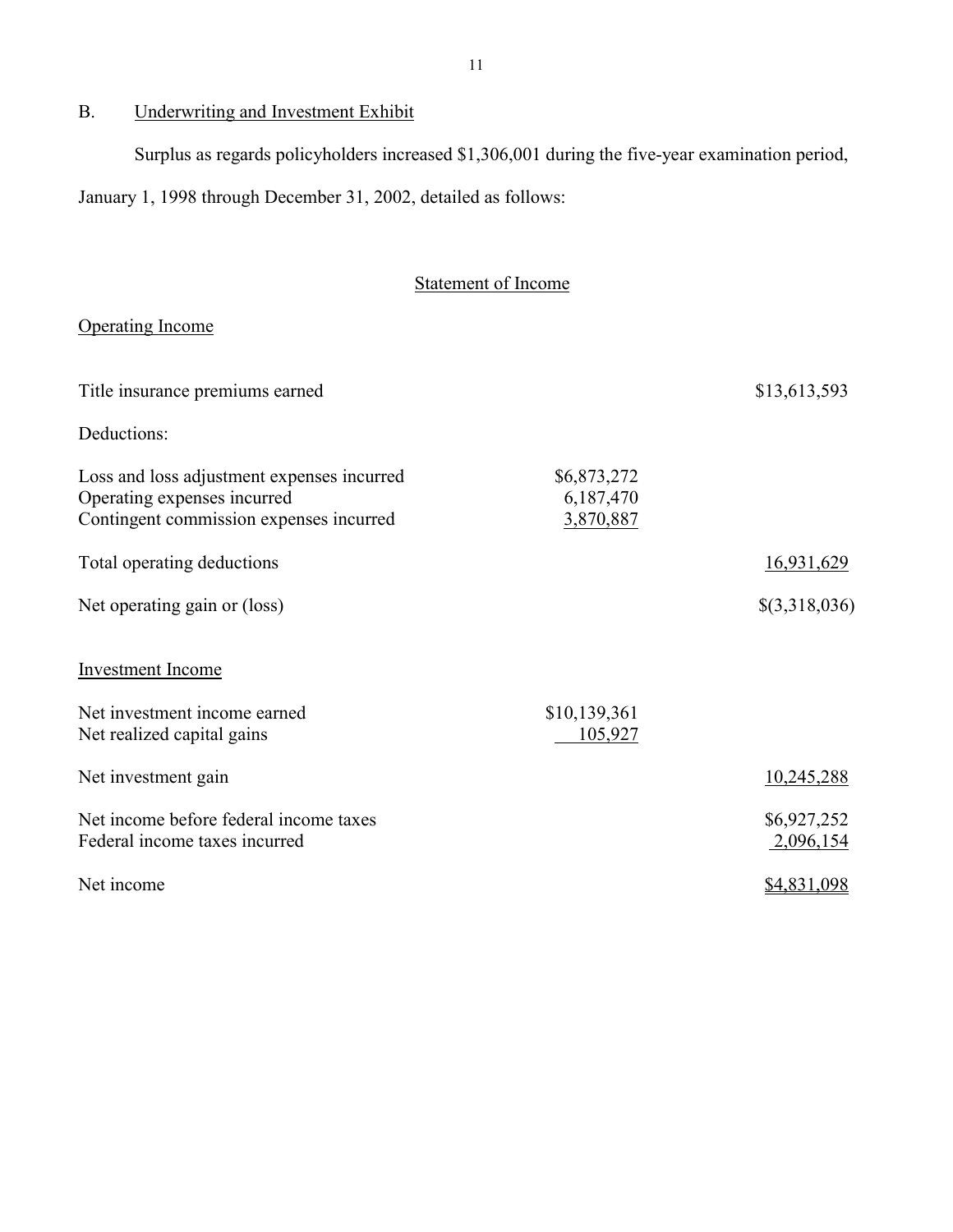## B. Underwriting and Investment Exhibit

Surplus as regards policyholders increased $1,306,001 during the five-year examination period, January 1, 1998 through December 31, 2002, detailed as follows:

### Statement of Income

| Operating Income | | |
|---|---|---|
| Title insurance premiums earned | | $13,613,593 |
| Deductions: | | |
| Loss and loss adjustment expenses incurred | $6,873,272 | |
| Operating expenses incurred | 6,187,470 | |
| Contingent commission expenses incurred | 3,870,887 | |
| Total operating deductions | | 16,931,629 |
| Net operating gain or (loss) | | $(3,318,036) |
| **Investment Income** | | |
| Net investment income earned | $10,139,361 | |
| Net realized capital gains | 105,927 | |
| Net investment gain | | 10,245,288 |
| Net income before federal income taxes | | $6,927,252 |
| Federal income taxes incurred | | 2,096,154 |
| Net income | | $4,831,098 |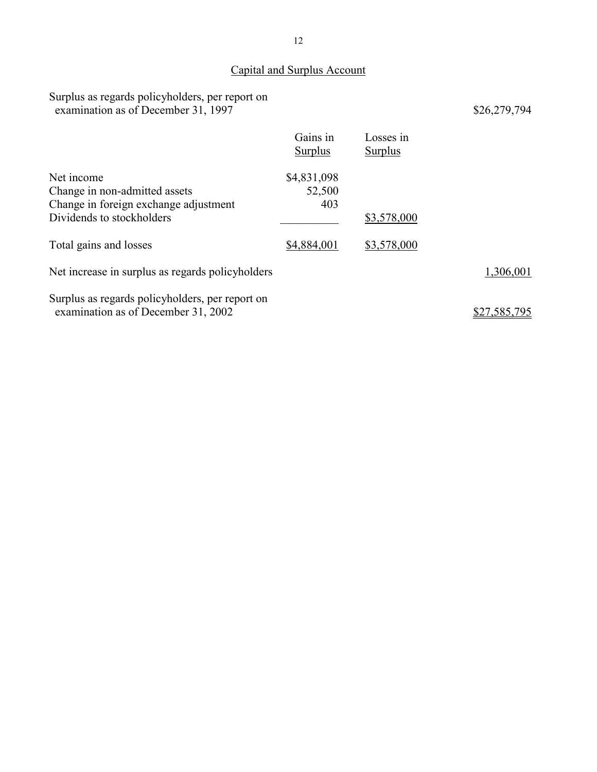## Capital and Surplus Account

| | Gains in Surplus | Losses in Surplus | |
|---|---|---|---|
| Surplus as regards policyholders, per report on examination as of December 31, 1997 | | | $26,279,794 |
| Net income | $4,831,098 | | |
| Change in non-admitted assets | 52,500 | | |
| Change in foreign exchange adjustment | 403 | | |
| Dividends to stockholders | | $3,578,000 | |
| Total gains and losses | $4,884,001 | $3,578,000 | |
| Net increase in surplus as regards policyholders | | | 1,306,001 |
| Surplus as regards policyholders, per report on examination as of December 31, 2002 | | | $27,585,795 |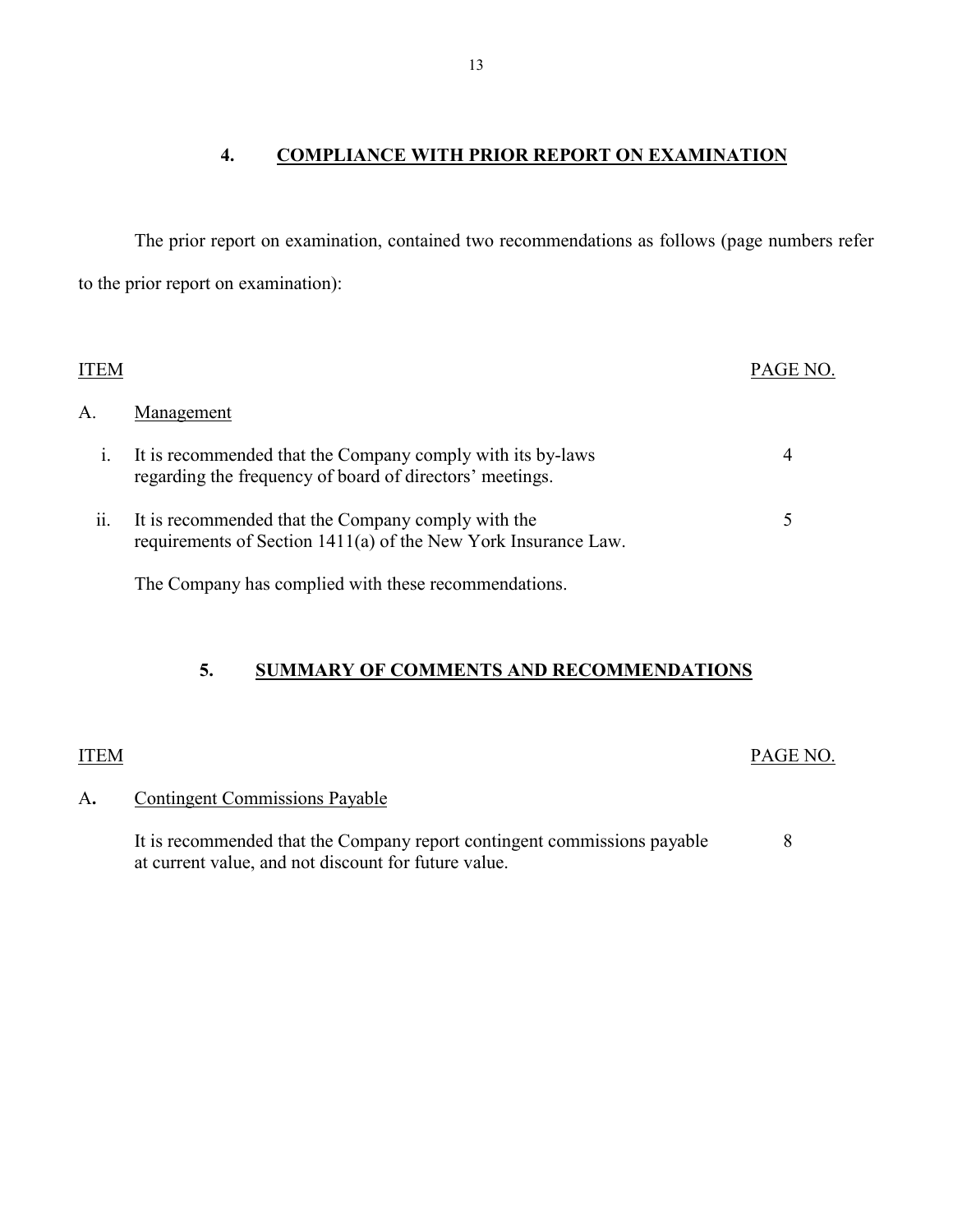## 4. COMPLIANCE WITH PRIOR REPORT ON EXAMINATION

The prior report on examination, contained two recommendations as follows (page numbers refer to the prior report on examination):

| ITEM | | PAGE NO. |
|---|---|---|
| A. | Management | |
| i. | It is recommended that the Company comply with its by-laws regarding the frequency of board of directors' meetings. | 4 |
| ii. | It is recommended that the Company comply with the requirements of Section 1411(a) of the New York Insurance Law. | 5 |

The Company has complied with these recommendations.

## 5. SUMMARY OF COMMENTS AND RECOMMENDATIONS

| ITEM | | PAGE NO. |
|---|---|---|
| A. | Contingent Commissions Payable | |
| | It is recommended that the Company report contingent commissions payable at current value, and not discount for future value. | 8 |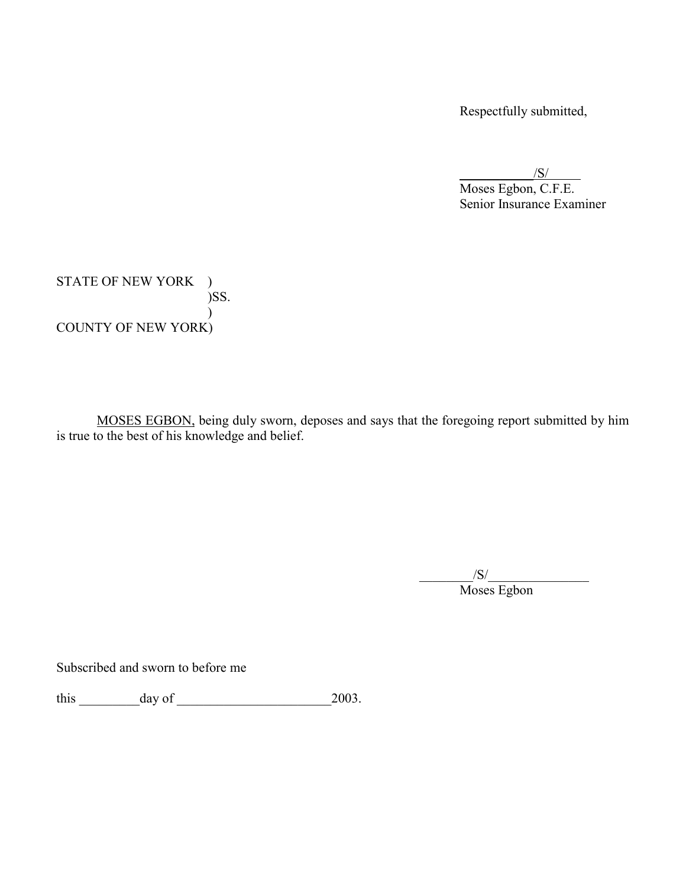Respectfully submitted,

\_\_\_\_\_\_\_\_\_\_\_/S/\_\_\_\_\_\_
Moses Egbon, C.F.E.
Senior Insurance Examiner

STATE OF NEW YORK )
)SS.
)
COUNTY OF NEW YORK)

MOSES EGBON, being duly sworn, deposes and says that the foregoing report submitted by him is true to the best of his knowledge and belief.

\_\_\_\_\_\_\_\_/S/\_\_\_\_\_\_\_\_\_\_\_\_\_\_\_
Moses Egbon

Subscribed and sworn to before me

this \_\_\_\_\_\_\_\_\_day of \_\_\_\_\_\_\_\_\_\_\_\_\_\_\_\_\_\_\_\_\_\_\_2003.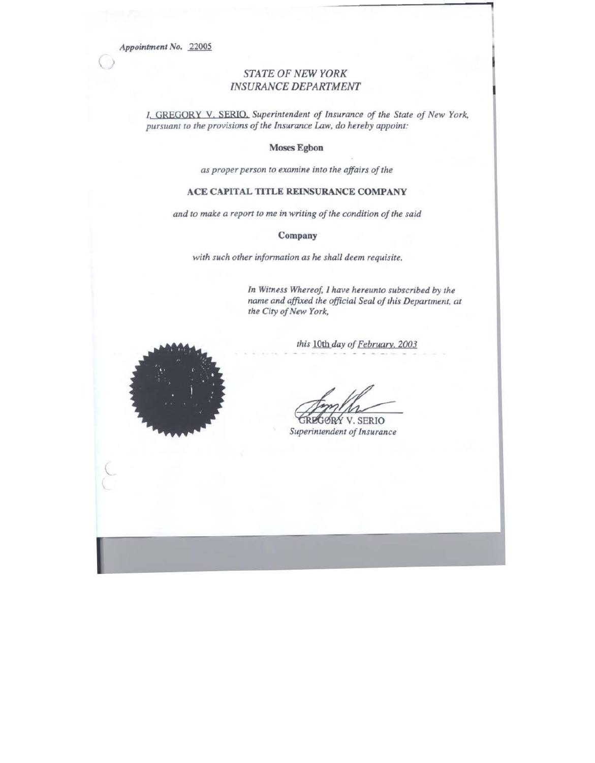*Appointment No.* 22005

*STATE OF NEW YORK*
*INSURANCE DEPARTMENT*

*I,* GREGORY V. SERIO, *Superintendent of Insurance of the State of New York, pursuant to the provisions of the Insurance Law, do hereby appoint:*

**Moses Egbon**

*as proper person to examine into the affairs of the*

**ACE CAPITAL TITLE REINSURANCE COMPANY**

*and to make a report to me in writing of the condition of the said*

**Company**

*with such other information as he shall deem requisite.*

*In Witness Whereof, I have hereunto subscribed by the name and affixed the official Seal of this Department, at the City of New York,*

*this* 10th *day of* February, 2003

GREGORY V. SERIO
*Superintendent of Insurance*